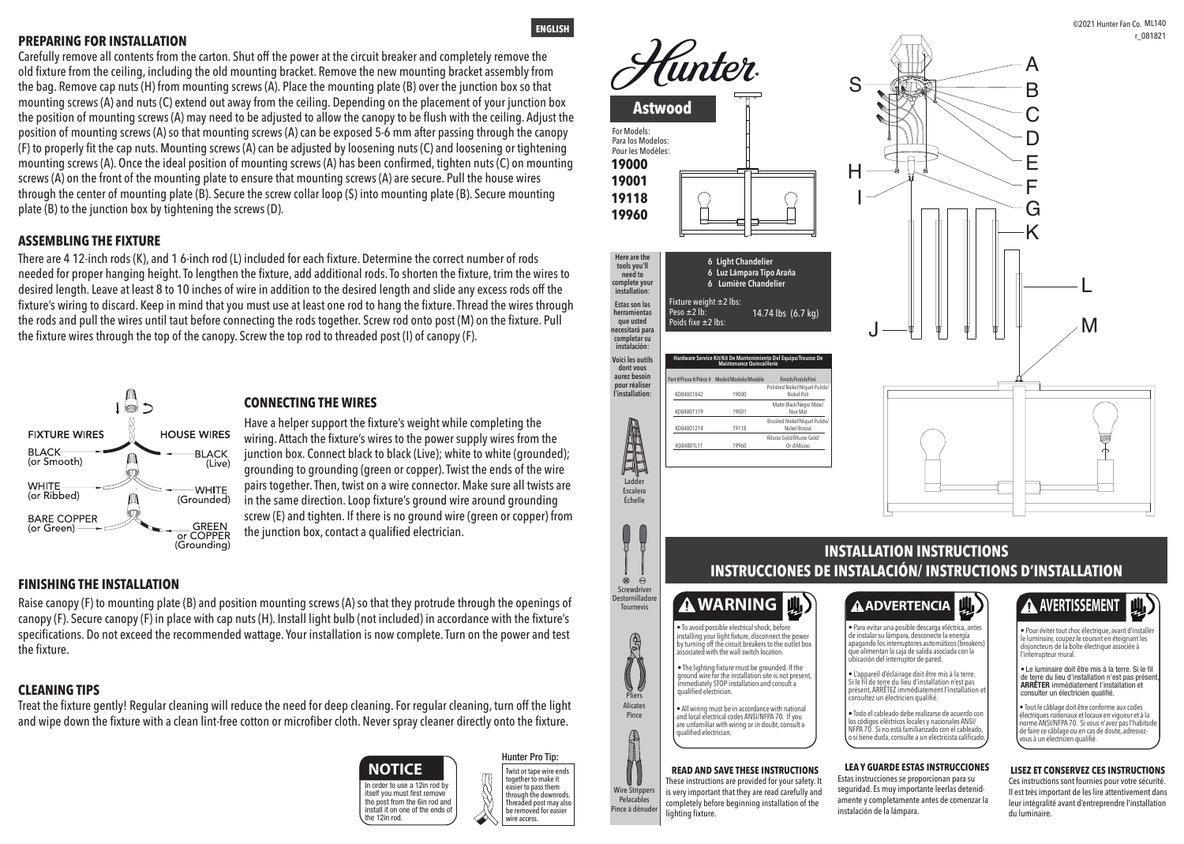ENGLISH

## PREPARING FOR INSTALLATION

Carefully remove all contents from the carton. Shut off the power at the circuit breaker and completely remove the old fixture from the ceiling, including the old mounting bracket. Remove the new mounting bracket assembly from the bag. Remove cap nuts (H) from mounting screws (A). Place the mounting plate (B) over the junction box so that mounting screws (A) and nuts (C) extend out away from the ceiling. Depending on the placement of your junction box the position of mounting screws (A) may need to be adjusted to allow the canopy to be flush with the ceiling. Adjust the position of mounting screws (A) so that mounting screws (A) can be exposed 5-6 mm after passing through the canopy (F) to properly fit the cap nuts. Mounting screws (A) can be adjusted by loosening nuts (C) and loosening or tightening mounting screws (A). Once the ideal position of mounting screws (A) has been confirmed, tighten nuts (C) on mounting screws (A) on the front of the mounting plate to ensure that mounting screws (A) are secure. Pull the house wires through the center of mounting plate (B). Secure the screw collar loop (S) into mounting plate (B). Secure mounting plate (B) to the junction box by tightening the screws (D).

## ASSEMBLING THE FIXTURE

There are 4 12-inch rods (K), and 1 6-inch rod (L) included for each fixture. Determine the correct number of rods needed for proper hanging height. To lengthen the fixture, add additional rods. To shorten the fixture, trim the wires to desired length. Leave at least 8 to 10 inches of wire in addition to the desired length and slide any excess rods off the fixture's wiring to discard. Keep in mind that you must use at least one rod to hang the fixture. Thread the wires through the rods and pull the wires until taut before connecting the rods together. Screw rod onto post (M) on the fixture. Pull the fixture wires through the top of the canopy. Screw the top rod to threaded post (I) of canopy (F).

FIXTURE WIRES — HOUSE WIRES
BLACK (or Smooth) — BLACK (Live)
WHITE (or Ribbed) — WHITE (Grounded)
BARE COPPER (or Green) — GREEN or COPPER (Grounding)

## CONNECTING THE WIRES

Have a helper support the fixture's weight while completing the wiring. Attach the fixture's wires to the power supply wires from the junction box. Connect black to black (Live); white to white (grounded); grounding to grounding (green or copper). Twist the ends of the wire pairs together. Then, twist on a wire connector. Make sure all twists are in the same direction. Loop fixture's ground wire around grounding screw (E) and tighten. If there is no ground wire (green or copper) from the junction box, contact a qualified electrician.

## FINISHING THE INSTALLATION

Raise canopy (F) to mounting plate (B) and position mounting screws (A) so that they protrude through the openings of canopy (F). Secure canopy (F) in place with cap nuts (H). Install light bulb (not included) in accordance with the fixture's specifications. Do not exceed the recommended wattage. Your installation is now complete. Turn on the power and test the fixture.

## CLEANING TIPS

Treat the fixture gently! Regular cleaning will reduce the need for deep cleaning. For regular cleaning, turn off the light and wipe down the fixture with a clean lint-free cotton or microfiber cloth. Never spray cleaner directly onto the fixture.

**NOTICE**
In order to use a 12in rod by itself you must first remove the post from the 6in rod and install it on one of the ends of the 12in rod.

**Hunter Pro Tip:**
Twist or tape wire ends together to make it easier to pass them through the downrods. Threaded post may also be removed for easier wire access.

©2021 Hunter Fan Co. ML140
r_081821

# Hunter

## Astwood

For Models:
Para los Modelos:
Pour les Modèles:
**19000**
**19001**
**19118**
**19960**

**6 Light Chandelier**
**6 Luz Lámpara Tipo Araña**
**6 Lumière Chandelier**

Fixture weight ±2 lbs: / Peso ±2 lb: / Poids fixe ±2 lbs: 14.74 lbs (6.7 kg)

Here are the tools you'll need to complete your installation:
Estas son las herramientas que usted necesitará para completar su instalación:
Voici les outils dont vous aurez besoin pour réaliser l'installation:

Ladder / Escalera / Échelle
Screwdriver / Destornilladore / Tournevis
Pliers / Alicates / Pince
Wire Strippers / Pelacables / Pince à dénuder

**Hardware Service Kit/Kit De Mantenimiento Del Equipo/Trousse De Maintenance Quincaillerie**

| Part #/Pieza #/Pièce # | Model/Modelo/Modèle | Finish/Finish/Fini |
|---|---|---|
| KD84801842 | 19000 | Polished Nickel/Níquel Pulido/Nickel Poli |
| KD84801119 | 19001 | Matte Black/Negro Mate/Noir Mat |
| KD84801214 | 19118 | Brushed Nickel/Níquel Pulido/Nickel Brossé |
| KD84801L11 | 19960 | Alturas Gold/Alturas Gold/Or d'Alturas |

A, B, C, D, E, F, G, H, I, J, K, L, M, S

# INSTALLATION INSTRUCTIONS
# INSTRUCCIONES DE INSTALACIÓN/ INSTRUCTIONS D'INSTALLATION

### ⚠ WARNING

- To avoid possible electrical shock, before installing your light fixture, disconnect the power by turning off the circuit breakers to the outlet box associated with the wall switch location.
- The lighting fixture must be grounded. If the ground wire for the installation site is not present, immediately STOP installation and consult a qualified electrician.
- All wiring must be in accordance with national and local electrical codes ANSI/NFPA 70. If you are unfamiliar with wiring or in doubt, consult a qualified electrician.

**READ AND SAVE THESE INSTRUCTIONS**
These instructions are provided for your safety. It is very important that they are read carefully and completely before beginning installation of the lighting fixture.

### ⚠ ADVERTENCIA

- Para evitar una posible descarga eléctrica, antes de instalar su lámpara, desconecte la energía apagando los interruptores automáticos (breakers) que alimentan la caja de salida asociada con la ubicación del interruptor de pared.
- L'appareil d'éclairage doit être mis à la terre. Si le fil de terre du lieu d'installation n'est pas présent, ARRÊTEZ immédiatement l'installation et consultez un électricien qualifié.
- Todo el cableado debe realizarse de acuerdo con los códigos eléctricos locales y nacionales ANSI/NFPA 70. Si no está familiarizado con el cableado, o si tiene duda, consulte a un electricista calificado.

**LEA Y GUARDE ESTAS INSTRUCCIONES**
Estas instrucciones se proporcionan para su seguridad. Es muy importante leerlas detenidamente y completamente antes de comenzar la instalación de la lámpara.

### ⚠ AVERTISSEMENT

- Pour éviter tout choc électrique, avant d'installer le luminaire, coupez le courant en éteignant les disjoncteurs de la boîte électrique associée à l'interrupteur mural.
- Le luminaire doit être mis à la terre. Si le fil de terre du lieu d'installation n'est pas présent, **ARRÊTER** immédiatement l'installation et consulter un électricien qualifié.
- Tout le câblage doit être conforme aux codes électriques nationaux et locaux en vigueur et à la norme ANSI/NFPA 70. Si vous n'avez pas l'habitude de faire ce câblage ou en cas de doute, adressez-vous à un électricien qualifié.

**LISEZ ET CONSERVEZ CES INSTRUCTIONS**
Ces instructions sont fournies pour votre sécurité. Il est très important de les lire attentivement dans leur intégralité avant d'entreprendre l'installation du luminaire.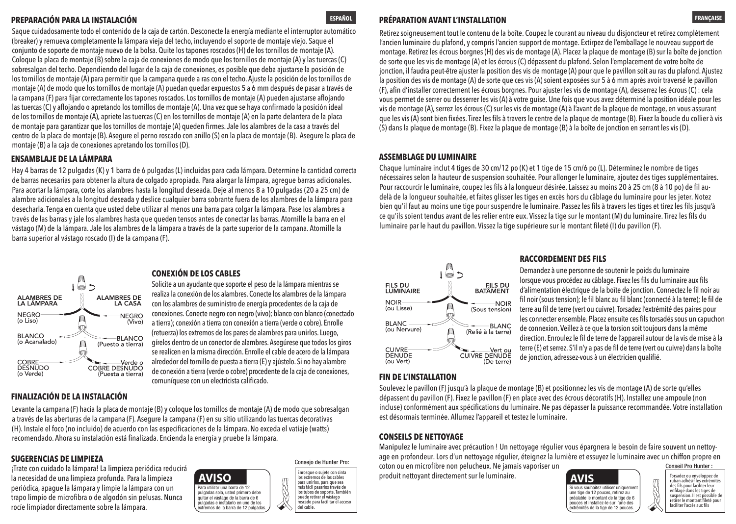ESPAÑOL

## PREPARACIÓN PARA LA INSTALACIÓN

Saque cuidadosamente todo el contenido de la caja de cartón. Desconecte la energía mediante el interruptor automático (breaker) y remueva completamente la lámpara vieja del techo, incluyendo el soporte de montaje viejo. Saque el conjunto de soporte de montaje nuevo de la bolsa. Quite los tapones roscados (H) de los tornillos de montaje (A). Coloque la placa de montaje (B) sobre la caja de conexiones de modo que los tornillos de montaje (A) y las tuercas (C) sobresalgan del techo. Dependiendo del lugar de la caja de conexiones, es posible que deba ajustarse la posición de los tornillos de montaje (A) para permitir que la campana quede a ras con el techo. Ajuste la posición de los tornillos de montaje (A) de modo que los tornillos de montaje (A) puedan quedar expuestos 5 a 6 mm después de pasar a través de la campana (F) para fijar correctamente los tapones roscados. Los tornillos de montaje (A) pueden ajustarse aflojando las tuercas (C) y aflojando o apretando los tornillos de montaje (A). Una vez que se haya confirmado la posición ideal de los tornillos de montaje (A), apriete las tuercas (C) en los tornillos de montaje (A) en la parte delantera de la placa de montaje para garantizar que los tornillos de montaje (A) queden firmes. Jale los alambres de la casa a través del centro de la placa de montaje (B). Asegure el perno roscado con anillo (S) en la placa de montaje (B). Asegure la placa de montaje (B) a la caja de conexiones apretando los tornillos (D).

## ENSAMBLAJE DE LA LÁMPARA

Hay 4 barras de 12 pulgadas (K) y 1 barra de 6 pulgadas (L) incluidas para cada lámpara. Determine la cantidad correcta de barras necesarias para obtener la altura de colgado apropiada. Para alargar la lámpara, agregue barras adicionales. Para acortar la lámpara, corte los alambres hasta la longitud deseada. Deje al menos 8 a 10 pulgadas (20 a 25 cm) de alambre adicionales a la longitud deseada y deslice cualquier barra sobrante fuera de los alambres de la lámpara para desecharla. Tenga en cuenta que usted debe utilizar al menos una barra para colgar la lámpara. Pase los alambres a través de las barras y jale los alambres hasta que queden tensos antes de conectar las barras. Atornille la barra en el vástago (M) de la lámpara. Jale los alambres de la lámpara a través de la parte superior de la campana. Atornille la barra superior al vástago roscado (I) de la campana (F).

ALAMBRES DE LA LÁMPARA
NEGRO (o Liso)
BLANCO (o Acanalado)
COBRE DESNUDO (o Verde)
ALAMBRES DE LA CASA
NEGRO (Vivo)
BLANCO (Puesto a tierra)
Verde o COBRE DESNUDO (Puesta a tierra)

## CONEXIÓN DE LOS CABLES

Solicite a un ayudante que soporte el peso de la lámpara mientras se realiza la conexión de los alambres. Conecte los alambres de la lámpara con los alambres de suministro de energía procedentes de la caja de conexiones. Conecte negro con negro (vivo); blanco con blanco (conectado a tierra); conexión a tierra con conexión a tierra (verde o cobre). Enrolle (retuerza) los extremos de los pares de alambres para unirlos. Luego, gírelos dentro de un conector de alambres. Asegúrese que todos los giros se realicen en la misma dirección. Enrolle el cable de acero de la lámpara alrededor del tornillo de puesta a tierra (E) y ajústelo. Si no hay alambre de conexión a tierra (verde o cobre) procedente de la caja de conexiones, comuníquese con un electricista calificado.

## FINALIZACIÓN DE LA INSTALACIÓN

Levante la campana (F) hacia la placa de montaje (B) y coloque los tornillos de montaje (A) de modo que sobresalgan a través de las aberturas de la campana (F). Asegure la campana (F) en su sitio utilizando las tuercas decorativas (H). Instale el foco (no incluido) de acuerdo con las especificaciones de la lámpara. No exceda el vatiaje (watts) recomendado. Ahora su instalación está finalizada. Encienda la energía y pruebe la lámpara.

## SUGERENCIAS DE LIMPIEZA

¡Trate con cuidado la lámpara! La limpieza periódica reducirá la necesidad de una limpieza profunda. Para la limpieza periódica, apague la lámpara y limpie la lámpara con un trapo limpio de microfibra o de algodón sin pelusas. Nunca rocíe limpiador directamente sobre la lámpara.

**AVISO**

Para utilizar una barra de 12 pulgadas sola, usted primero debe quitar el vástago de la barra de 6 pulgadas e instalarlo en uno de los extremos de la barra de 12 pulgadas.

Consejo de Hunter Pro:

Enrosque o sujete con cinta los extremos de los cables para unirlos, para que sea más fácil pasarlos través de los tubos de soporte. También puede retirar el vástago roscado para facilitar el acceso del cable.

FRANÇAISE

## PRÉPARATION AVANT L'INSTALLATION

Retirez soigneusement tout le contenu de la boîte. Coupez le courant au niveau du disjoncteur et retirez complètement l'ancien luminaire du plafond, y compris l'ancien support de montage. Extirpez de l'emballage le nouveau support de montage. Retirez les écrous borgnes (H) des vis de montage (A). Placez la plaque de montage (B) sur la boîte de jonction de sorte que les vis de montage (A) et les écrous (C) dépassent du plafond. Selon l'emplacement de votre boîte de jonction, il faudra peut-être ajuster la position des vis de montage (A) pour que le pavillon soit au ras du plafond. Ajustez la position des vis de montage (A) de sorte que ces vis (A) soient exposées sur 5 à 6 mm après avoir traversé le pavillon (F), afin d'installer correctement les écrous borgnes. Pour ajuster les vis de montage (A), desserrez les écrous (C) : cela vous permet de serrer ou desserrer les vis (A) à votre guise. Une fois que vous avez déterminé la position idéale pour les vis de montage (A), serrez les écrous (C) sur les vis de montage (A) à l'avant de la plaque de montage, en vous assurant que les vis (A) sont bien fixées. Tirez les fils à travers le centre de la plaque de montage (B). Fixez la boucle du collier à vis (S) dans la plaque de montage (B). Fixez la plaque de montage (B) à la boîte de jonction en serrant les vis (D).

## ASSEMBLAGE DU LUMINAIRE

Chaque luminaire inclut 4 tiges de 30 cm/12 po (K) et 1 tige de 15 cm/6 po (L). Déterminez le nombre de tiges nécessaires selon la hauteur de suspension souhaitée. Pour allonger le luminaire, ajoutez des tiges supplémentaires. Pour raccourcir le luminaire, coupez les fils à la longueur désirée. Laissez au moins 20 à 25 cm (8 à 10 po) de fil au-delà de la longueur souhaitée, et faites glisser les tiges en excès hors du câblage du luminaire pour les jeter. Notez bien qu'il faut au moins une tige pour suspendre le luminaire. Passez les fils à travers les tiges et tirez les fils jusqu'à ce qu'ils soient tendus avant de les relier entre eux. Vissez la tige sur le montant (M) du luminaire. Tirez les fils du luminaire par le haut du pavillon. Vissez la tige supérieure sur le montant fileté (I) du pavillon (F).

FILS DU LUMINAIRE
NOIR (ou Lisse)
BLANC (ou Nervure)
CUIVRE DENUDE (ou Vert)
FILS DU BATÂMENT
NOIR (Sous tension)
BLANC (Relié à la terre)
Vert ou CUIVRE DENUDE (De terre)

## RACCORDEMENT DES FILS

Demandez à une personne de soutenir le poids du luminaire lorsque vous procédez au câblage. Fixez les fils du luminaire aux fils d'alimentation électrique de la boîte de jonction. Connectez le fil noir au fil noir (sous tension); le fil blanc au fil blanc (connecté à la terre); le fil de terre au fil de terre (vert ou cuivre). Torsadez l'extrémité des paires pour les connecter ensemble. Placez ensuite ces fils torsadés sous un capuchon de connexion. Veillez à ce que la torsion soit toujours dans la même direction. Enroulez le fil de terre de l'appareil autour de la vis de mise à la terre (E) et serrez. S'il n'y a pas de fil de terre (vert ou cuivre) dans la boîte de jonction, adressez-vous à un électricien qualifié.

## FIN DE L'INSTALLATION

Soulevez le pavillon (F) jusqu'à la plaque de montage (B) et positionnez les vis de montage (A) de sorte qu'elles dépassent du pavillon (F). Fixez le pavillon (F) en place avec des écrous décoratifs (H). Installez une ampoule (non incluse) conformément aux spécifications du luminaire. Ne pas dépasser la puissance recommandée. Votre installation est désormais terminée. Allumez l'appareil et testez le luminaire.

## CONSEILS DE NETTOYAGE

Manipulez le luminaire avec précaution ! Un nettoyage régulier vous épargnera le besoin de faire souvent un nettoyage en profondeur. Lors d'un nettoyage régulier, éteignez la lumière et essuyez le luminaire avec un chiffon propre en coton ou en microfibre non pelucheux. Ne jamais vaporiser un produit nettoyant directement sur le luminaire.

**AVIS**

Si vous souhaitez utiliser uniquement une tige de 12 pouces, retirez au préalable le montant de la tige de 6 pouces et installez-le sur l'une des extrémités de la tige de 12 pouces.

Conseil Pro Hunter :

Torsadez ou enveloppez de ruban adhésif les extrémités des fils pour faciliter leur enfilage dans les tiges de suspension. Il est possible de retirer le montant fileté pour faciliter l'accès aux fils